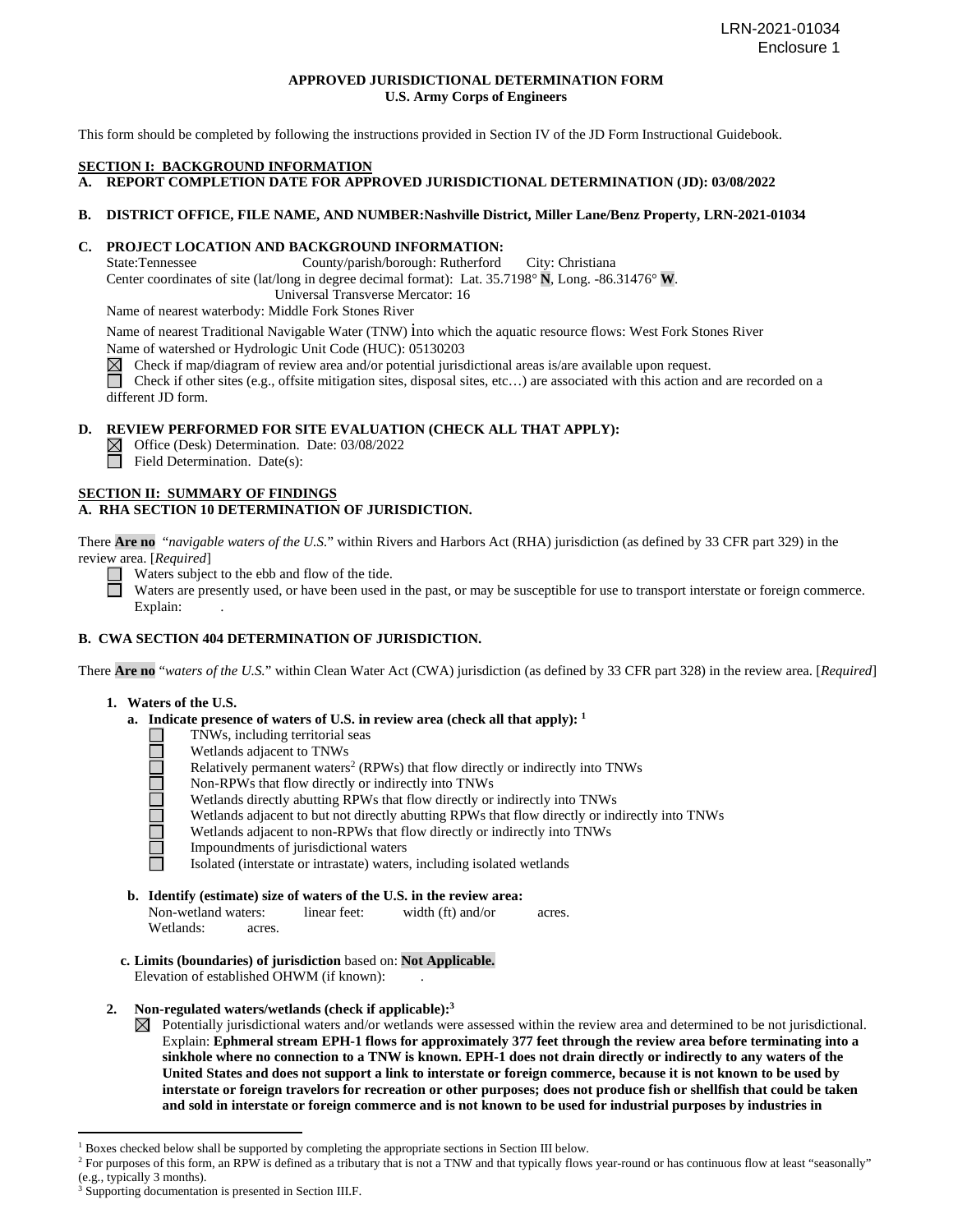LRN-2021-01034
Enclosure 1

# APPROVED JURISDICTIONAL DETERMINATION FORM
## U.S. Army Corps of Engineers

This form should be completed by following the instructions provided in Section IV of the JD Form Instructional Guidebook.

**SECTION I: BACKGROUND INFORMATION**

**A. REPORT COMPLETION DATE FOR APPROVED JURISDICTIONAL DETERMINATION (JD): 03/08/2022**

**B. DISTRICT OFFICE, FILE NAME, AND NUMBER:Nashville District, Miller Lane/Benz Property, LRN-2021-01034**

**C. PROJECT LOCATION AND BACKGROUND INFORMATION:**

State:Tennessee County/parish/borough: Rutherford City: Christiana
Center coordinates of site (lat/long in degree decimal format): Lat. 35.7198° **N**, Long. -86.31476° **W**.
Universal Transverse Mercator: 16
Name of nearest waterbody: Middle Fork Stones River
Name of nearest Traditional Navigable Water (TNW) into which the aquatic resource flows: West Fork Stones River
Name of watershed or Hydrologic Unit Code (HUC): 05130203

☒ Check if map/diagram of review area and/or potential jurisdictional areas is/are available upon request.
☐ Check if other sites (e.g., offsite mitigation sites, disposal sites, etc…) are associated with this action and are recorded on a different JD form.

**D. REVIEW PERFORMED FOR SITE EVALUATION (CHECK ALL THAT APPLY):**

☒ Office (Desk) Determination. Date: 03/08/2022
☐ Field Determination. Date(s):

**SECTION II: SUMMARY OF FINDINGS**

**A. RHA SECTION 10 DETERMINATION OF JURISDICTION.**

There **Are no** "*navigable waters of the U.S.*" within Rivers and Harbors Act (RHA) jurisdiction (as defined by 33 CFR part 329) in the review area. [*Required*]

☐ Waters subject to the ebb and flow of the tide.
☐ Waters are presently used, or have been used in the past, or may be susceptible for use to transport interstate or foreign commerce. Explain: .

**B. CWA SECTION 404 DETERMINATION OF JURISDICTION.**

There **Are no** "*waters of the U.S.*" within Clean Water Act (CWA) jurisdiction (as defined by 33 CFR part 328) in the review area. [*Required*]

**1. Waters of the U.S.**

**a. Indicate presence of waters of U.S. in review area (check all that apply): [1]**

☐ TNWs, including territorial seas
☐ Wetlands adjacent to TNWs
☐ Relatively permanent waters[2] (RPWs) that flow directly or indirectly into TNWs
☐ Non-RPWs that flow directly or indirectly into TNWs
☐ Wetlands directly abutting RPWs that flow directly or indirectly into TNWs
☐ Wetlands adjacent to but not directly abutting RPWs that flow directly or indirectly into TNWs
☐ Wetlands adjacent to non-RPWs that flow directly or indirectly into TNWs
☐ Impoundments of jurisdictional waters
☐ Isolated (interstate or intrastate) waters, including isolated wetlands

**b. Identify (estimate) size of waters of the U.S. in the review area:**

Non-wetland waters: linear feet: width (ft) and/or acres.
Wetlands: acres.

**c. Limits (boundaries) of jurisdiction** based on: **Not Applicable.**
Elevation of established OHWM (if known): .

**2. Non-regulated waters/wetlands (check if applicable):[3]**

☒ Potentially jurisdictional waters and/or wetlands were assessed within the review area and determined to be not jurisdictional. Explain: **Ephmeral stream EPH-1 flows for approximately 377 feet through the review area before terminating into a sinkhole where no connection to a TNW is known. EPH-1 does not drain directly or indirectly to any waters of the United States and does not support a link to interstate or foreign commerce, because it is not known to be used by interstate or foreign travelors for recreation or other purposes; does not produce fish or shellfish that could be taken and sold in interstate or foreign commerce and is not known to be used for industrial purposes by industries in**

---

[1] Boxes checked below shall be supported by completing the appropriate sections in Section III below.
[2] For purposes of this form, an RPW is defined as a tributary that is not a TNW and that typically flows year-round or has continuous flow at least "seasonally" (e.g., typically 3 months).
[3] Supporting documentation is presented in Section III.F.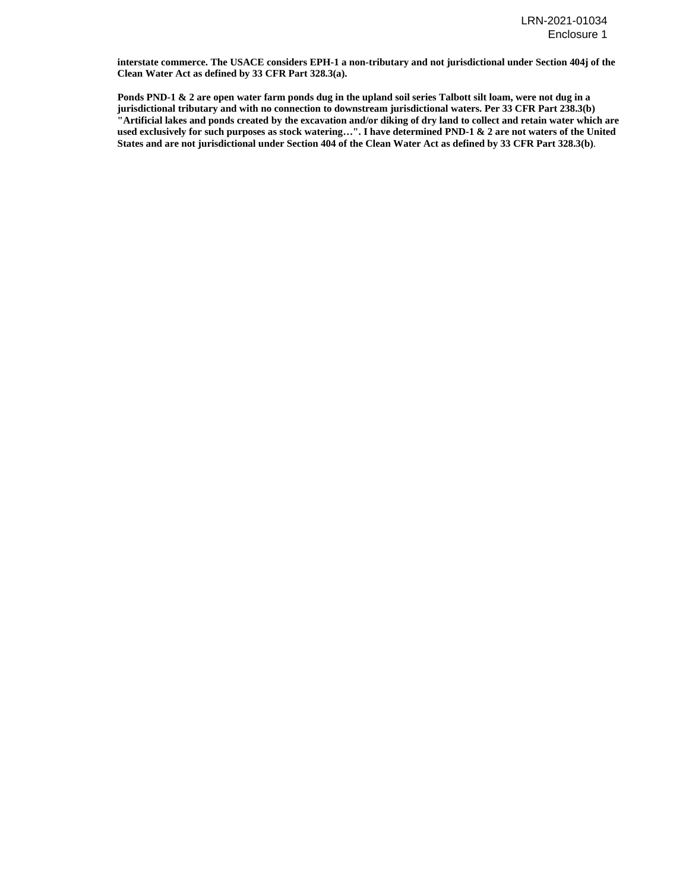**interstate commerce. The USACE considers EPH-1 a non-tributary and not jurisdictional under Section 404j of the Clean Water Act as defined by 33 CFR Part 328.3(a).**

**Ponds PND-1 & 2 are open water farm ponds dug in the upland soil series Talbott silt loam, were not dug in a jurisdictional tributary and with no connection to downstream jurisdictional waters. Per 33 CFR Part 238.3(b) "Artificial lakes and ponds created by the excavation and/or diking of dry land to collect and retain water which are used exclusively for such purposes as stock watering…". I have determined PND-1 & 2 are not waters of the United States and are not jurisdictional under Section 404 of the Clean Water Act as defined by 33 CFR Part 328.3(b)**.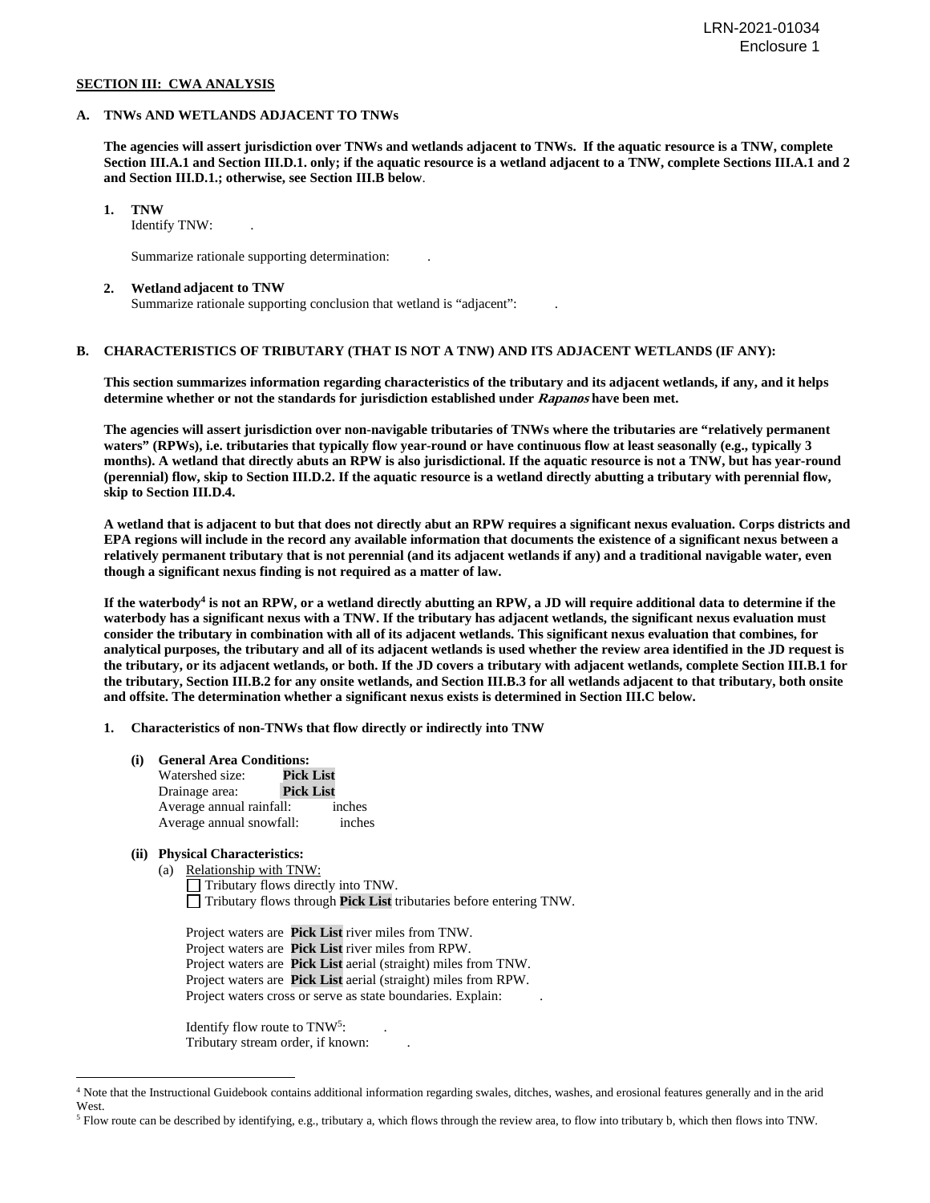**SECTION III: CWA ANALYSIS**

**A. TNWs AND WETLANDS ADJACENT TO TNWs**

**The agencies will assert jurisdiction over TNWs and wetlands adjacent to TNWs. If the aquatic resource is a TNW, complete Section III.A.1 and Section III.D.1. only; if the aquatic resource is a wetland adjacent to a TNW, complete Sections III.A.1 and 2 and Section III.D.1.; otherwise, see Section III.B below**.

**1. TNW**

Identify TNW: .

Summarize rationale supporting determination: .

**2. Wetland adjacent to TNW**

Summarize rationale supporting conclusion that wetland is "adjacent": .

**B. CHARACTERISTICS OF TRIBUTARY (THAT IS NOT A TNW) AND ITS ADJACENT WETLANDS (IF ANY):**

**This section summarizes information regarding characteristics of the tributary and its adjacent wetlands, if any, and it helps determine whether or not the standards for jurisdiction established under *Rapanos* have been met.**

**The agencies will assert jurisdiction over non-navigable tributaries of TNWs where the tributaries are "relatively permanent waters" (RPWs), i.e. tributaries that typically flow year-round or have continuous flow at least seasonally (e.g., typically 3 months). A wetland that directly abuts an RPW is also jurisdictional. If the aquatic resource is not a TNW, but has year-round (perennial) flow, skip to Section III.D.2. If the aquatic resource is a wetland directly abutting a tributary with perennial flow, skip to Section III.D.4.**

**A wetland that is adjacent to but that does not directly abut an RPW requires a significant nexus evaluation. Corps districts and EPA regions will include in the record any available information that documents the existence of a significant nexus between a relatively permanent tributary that is not perennial (and its adjacent wetlands if any) and a traditional navigable water, even though a significant nexus finding is not required as a matter of law.**

**If the waterbody[4] is not an RPW, or a wetland directly abutting an RPW, a JD will require additional data to determine if the waterbody has a significant nexus with a TNW. If the tributary has adjacent wetlands, the significant nexus evaluation must consider the tributary in combination with all of its adjacent wetlands. This significant nexus evaluation that combines, for analytical purposes, the tributary and all of its adjacent wetlands is used whether the review area identified in the JD request is the tributary, or its adjacent wetlands, or both. If the JD covers a tributary with adjacent wetlands, complete Section III.B.1 for the tributary, Section III.B.2 for any onsite wetlands, and Section III.B.3 for all wetlands adjacent to that tributary, both onsite and offsite. The determination whether a significant nexus exists is determined in Section III.C below.**

**1. Characteristics of non-TNWs that flow directly or indirectly into TNW**

**(i) General Area Conditions:**

Watershed size: **Pick List**
Drainage area: **Pick List**
Average annual rainfall: inches
Average annual snowfall: inches

**(ii) Physical Characteristics:**

(a) Relationship with TNW:

☐ Tributary flows directly into TNW.
☐ Tributary flows through **Pick List** tributaries before entering TNW.

Project waters are **Pick List** river miles from TNW.
Project waters are **Pick List** river miles from RPW.
Project waters are **Pick List** aerial (straight) miles from TNW.
Project waters are **Pick List** aerial (straight) miles from RPW.
Project waters cross or serve as state boundaries. Explain: .

Identify flow route to TNW[5]: .
Tributary stream order, if known: .

---

[4] Note that the Instructional Guidebook contains additional information regarding swales, ditches, washes, and erosional features generally and in the arid West.

[5] Flow route can be described by identifying, e.g., tributary a, which flows through the review area, to flow into tributary b, which then flows into TNW.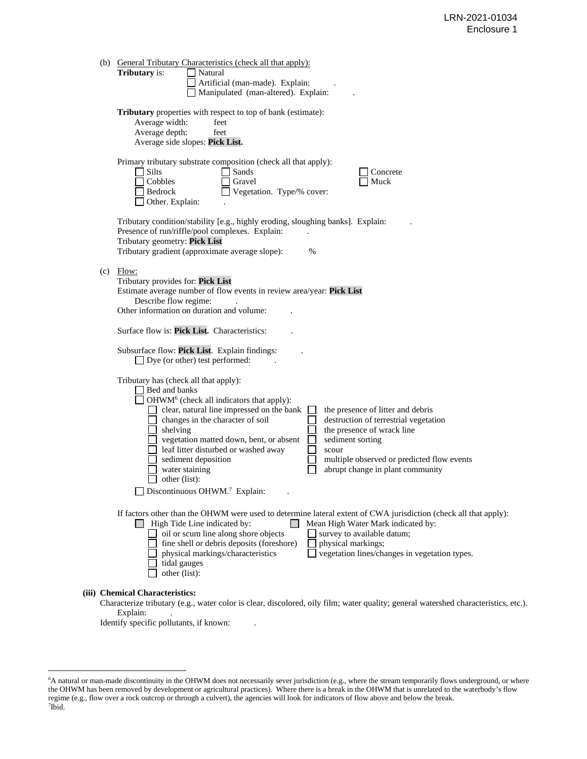(b) General Tributary Characteristics (check all that apply):

**Tributary** is:
- ☐ Natural
- ☐ Artificial (man-made). Explain: .
- ☐ Manipulated (man-altered). Explain: .

**Tributary** properties with respect to top of bank (estimate):
- Average width: feet
- Average depth: feet
- Average side slopes: **Pick List.**

Primary tributary substrate composition (check all that apply):
- ☐ Silts
- ☐ Sands
- ☐ Concrete
- ☐ Cobbles
- ☐ Gravel
- ☐ Muck
- ☐ Bedrock
- ☐ Vegetation. Type/% cover:
- ☐ Other. Explain: .

Tributary condition/stability [e.g., highly eroding, sloughing banks]. Explain: .
Presence of run/riffle/pool complexes. Explain: .
Tributary geometry: **Pick List**
Tributary gradient (approximate average slope): %

(c) Flow:

Tributary provides for: **Pick List**
Estimate average number of flow events in review area/year: **Pick List**
Describe flow regime: .
Other information on duration and volume: .

Surface flow is: **Pick List.** Characteristics: .

Subsurface flow: **Pick List**. Explain findings: .
- ☐ Dye (or other) test performed: .

Tributary has (check all that apply):
- ☐ Bed and banks
- ☐ OHWM[6] (check all indicators that apply):
  - ☐ clear, natural line impressed on the bank
  - ☐ the presence of litter and debris
  - ☐ changes in the character of soil
  - ☐ destruction of terrestrial vegetation
  - ☐ shelving
  - ☐ the presence of wrack line
  - ☐ vegetation matted down, bent, or absent
  - ☐ sediment sorting
  - ☐ leaf litter disturbed or washed away
  - ☐ scour
  - ☐ sediment deposition
  - ☐ multiple observed or predicted flow events
  - ☐ water staining
  - ☐ abrupt change in plant community
  - ☐ other (list):
- ☐ Discontinuous OHWM.[7] Explain: .

If factors other than the OHWM were used to determine lateral extent of CWA jurisdiction (check all that apply):
- ☐ High Tide Line indicated by:
  - ☐ oil or scum line along shore objects
  - ☐ fine shell or debris deposits (foreshore)
  - ☐ physical markings/characteristics
  - ☐ tidal gauges
  - ☐ other (list):
- ☐ Mean High Water Mark indicated by:
  - ☐ survey to available datum;
  - ☐ physical markings;
  - ☐ vegetation lines/changes in vegetation types.

**(iii) Chemical Characteristics:**

Characterize tributary (e.g., water color is clear, discolored, oily film; water quality; general watershed characteristics, etc.). Explain: .
Identify specific pollutants, if known: .

---

[6]A natural or man-made discontinuity in the OHWM does not necessarily sever jurisdiction (e.g., where the stream temporarily flows underground, or where the OHWM has been removed by development or agricultural practices). Where there is a break in the OHWM that is unrelated to the waterbody's flow regime (e.g., flow over a rock outcrop or through a culvert), the agencies will look for indicators of flow above and below the break.
[7]Ibid.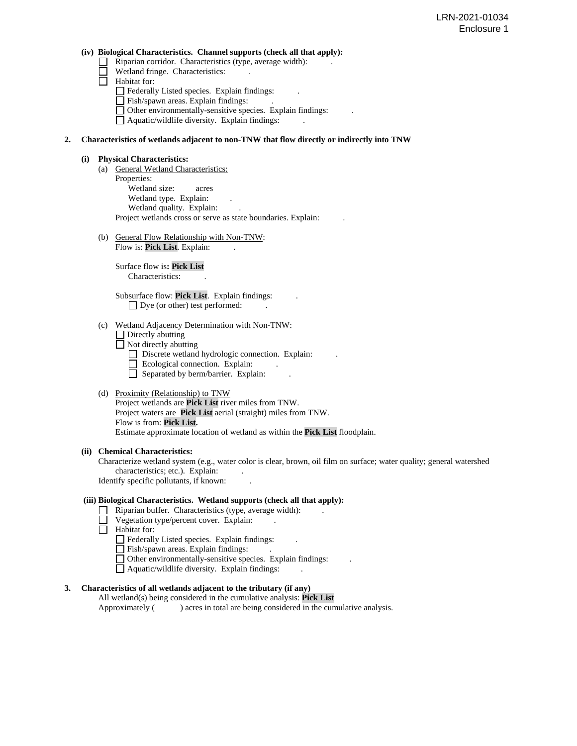**(iv) Biological Characteristics. Channel supports (check all that apply):**

- ☐ Riparian corridor. Characteristics (type, average width): .
- ☐ Wetland fringe. Characteristics: .
- ☐ Habitat for:
  - ☐ Federally Listed species. Explain findings: .
  - ☐ Fish/spawn areas. Explain findings: .
  - ☐ Other environmentally-sensitive species. Explain findings: .
  - ☐ Aquatic/wildlife diversity. Explain findings: .

**2. Characteristics of wetlands adjacent to non-TNW that flow directly or indirectly into TNW**

**(i) Physical Characteristics:**

(a) General Wetland Characteristics:

Properties:

Wetland size: acres

Wetland type. Explain: .

Wetland quality. Explain: .

Project wetlands cross or serve as state boundaries. Explain: .

(b) General Flow Relationship with Non-TNW:

Flow is: **Pick List**. Explain: .

Surface flow is**: Pick List**

Characteristics: .

Subsurface flow: **Pick List**. Explain findings: .

☐ Dye (or other) test performed: .

(c) Wetland Adjacency Determination with Non-TNW:

☐ Directly abutting

☐ Not directly abutting

- ☐ Discrete wetland hydrologic connection. Explain: .
- ☐ Ecological connection. Explain: .
- ☐ Separated by berm/barrier. Explain: .

(d) Proximity (Relationship) to TNW

Project wetlands are **Pick List** river miles from TNW.

Project waters are **Pick List** aerial (straight) miles from TNW.

Flow is from: **Pick List.**

Estimate approximate location of wetland as within the **Pick List** floodplain.

**(ii) Chemical Characteristics:**

Characterize wetland system (e.g., water color is clear, brown, oil film on surface; water quality; general watershed characteristics; etc.). Explain: .

Identify specific pollutants, if known: .

**(iii) Biological Characteristics. Wetland supports (check all that apply):**

- ☐ Riparian buffer. Characteristics (type, average width): .
- ☐ Vegetation type/percent cover. Explain: .
- ☐ Habitat for:
  - ☐ Federally Listed species. Explain findings: .
  - ☐ Fish/spawn areas. Explain findings: .
  - ☐ Other environmentally-sensitive species. Explain findings: .
  - ☐ Aquatic/wildlife diversity. Explain findings: .

**3. Characteristics of all wetlands adjacent to the tributary (if any)**

All wetland(s) being considered in the cumulative analysis: **Pick List**

Approximately ( ) acres in total are being considered in the cumulative analysis.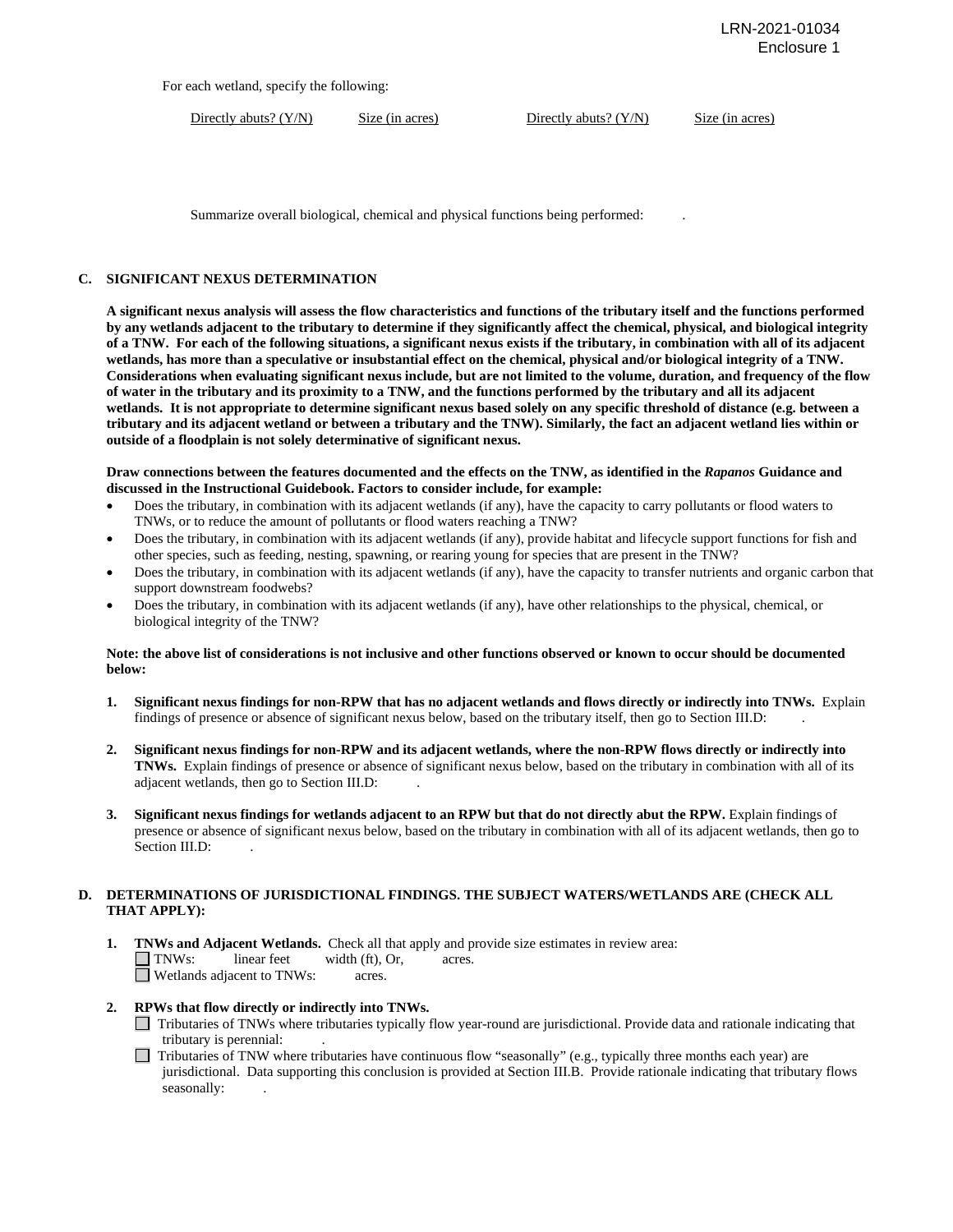For each wetland, specify the following:

| Directly abuts? (Y/N) | Size (in acres) | Directly abuts? (Y/N) | Size (in acres) |
|---|---|---|---|

Summarize overall biological, chemical and physical functions being performed: .

## C. SIGNIFICANT NEXUS DETERMINATION

**A significant nexus analysis will assess the flow characteristics and functions of the tributary itself and the functions performed by any wetlands adjacent to the tributary to determine if they significantly affect the chemical, physical, and biological integrity of a TNW. For each of the following situations, a significant nexus exists if the tributary, in combination with all of its adjacent wetlands, has more than a speculative or insubstantial effect on the chemical, physical and/or biological integrity of a TNW. Considerations when evaluating significant nexus include, but are not limited to the volume, duration, and frequency of the flow of water in the tributary and its proximity to a TNW, and the functions performed by the tributary and all its adjacent wetlands. It is not appropriate to determine significant nexus based solely on any specific threshold of distance (e.g. between a tributary and its adjacent wetland or between a tributary and the TNW). Similarly, the fact an adjacent wetland lies within or outside of a floodplain is not solely determinative of significant nexus.**

**Draw connections between the features documented and the effects on the TNW, as identified in the *Rapanos* Guidance and discussed in the Instructional Guidebook. Factors to consider include, for example:**

- Does the tributary, in combination with its adjacent wetlands (if any), have the capacity to carry pollutants or flood waters to TNWs, or to reduce the amount of pollutants or flood waters reaching a TNW?
- Does the tributary, in combination with its adjacent wetlands (if any), provide habitat and lifecycle support functions for fish and other species, such as feeding, nesting, spawning, or rearing young for species that are present in the TNW?
- Does the tributary, in combination with its adjacent wetlands (if any), have the capacity to transfer nutrients and organic carbon that support downstream foodwebs?
- Does the tributary, in combination with its adjacent wetlands (if any), have other relationships to the physical, chemical, or biological integrity of the TNW?

**Note: the above list of considerations is not inclusive and other functions observed or known to occur should be documented below:**

1. **Significant nexus findings for non-RPW that has no adjacent wetlands and flows directly or indirectly into TNWs.** Explain findings of presence or absence of significant nexus below, based on the tributary itself, then go to Section III.D: .

2. **Significant nexus findings for non-RPW and its adjacent wetlands, where the non-RPW flows directly or indirectly into TNWs.** Explain findings of presence or absence of significant nexus below, based on the tributary in combination with all of its adjacent wetlands, then go to Section III.D: .

3. **Significant nexus findings for wetlands adjacent to an RPW but that do not directly abut the RPW.** Explain findings of presence or absence of significant nexus below, based on the tributary in combination with all of its adjacent wetlands, then go to Section III.D: .

## D. DETERMINATIONS OF JURISDICTIONAL FINDINGS. THE SUBJECT WATERS/WETLANDS ARE (CHECK ALL THAT APPLY):

1. **TNWs and Adjacent Wetlands.** Check all that apply and provide size estimates in review area:
   - ☐ TNWs: linear feet width (ft), Or, acres.
   - ☐ Wetlands adjacent to TNWs: acres.

2. **RPWs that flow directly or indirectly into TNWs.**
   - ☐ Tributaries of TNWs where tributaries typically flow year-round are jurisdictional. Provide data and rationale indicating that tributary is perennial: .
   - ☐ Tributaries of TNW where tributaries have continuous flow "seasonally" (e.g., typically three months each year) are jurisdictional. Data supporting this conclusion is provided at Section III.B. Provide rationale indicating that tributary flows seasonally: .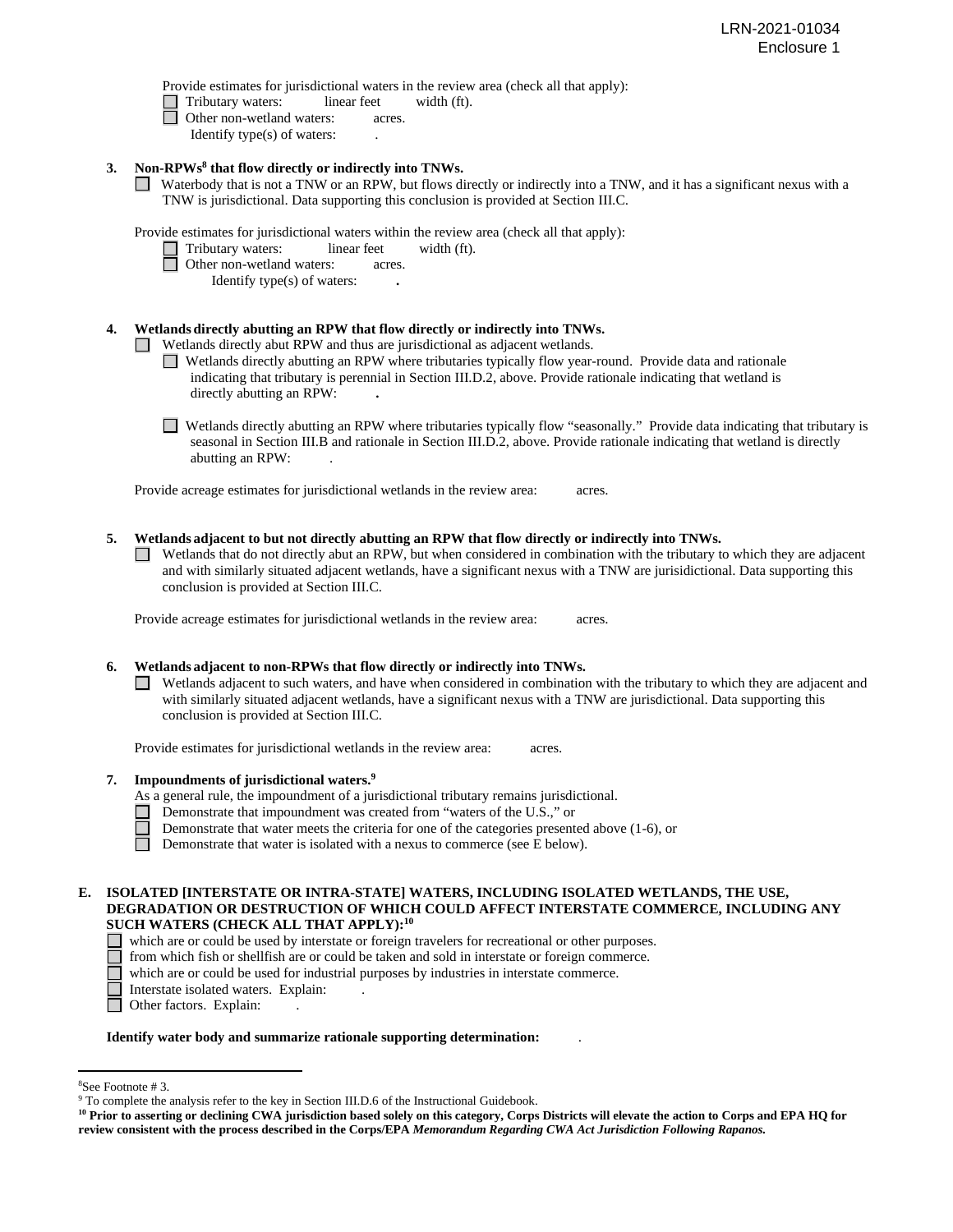Provide estimates for jurisdictional waters in the review area (check all that apply):

- ☐ Tributary waters: linear feet width (ft).
- ☐ Other non-wetland waters: acres.
  - Identify type(s) of waters: .

**3. Non-RPWs[8] that flow directly or indirectly into TNWs.**

☐ Waterbody that is not a TNW or an RPW, but flows directly or indirectly into a TNW, and it has a significant nexus with a TNW is jurisdictional. Data supporting this conclusion is provided at Section III.C.

Provide estimates for jurisdictional waters within the review area (check all that apply):

- ☐ Tributary waters: linear feet width (ft).
- ☐ Other non-wetland waters: acres.
  - Identify type(s) of waters: **.**

**4. Wetlands directly abutting an RPW that flow directly or indirectly into TNWs.**

☐ Wetlands directly abut RPW and thus are jurisdictional as adjacent wetlands.

☐ Wetlands directly abutting an RPW where tributaries typically flow year-round. Provide data and rationale indicating that tributary is perennial in Section III.D.2, above. Provide rationale indicating that wetland is directly abutting an RPW: **.**

☐ Wetlands directly abutting an RPW where tributaries typically flow "seasonally." Provide data indicating that tributary is seasonal in Section III.B and rationale in Section III.D.2, above. Provide rationale indicating that wetland is directly abutting an RPW: .

Provide acreage estimates for jurisdictional wetlands in the review area: acres.

**5. Wetlands adjacent to but not directly abutting an RPW that flow directly or indirectly into TNWs.**

☐ Wetlands that do not directly abut an RPW, but when considered in combination with the tributary to which they are adjacent and with similarly situated adjacent wetlands, have a significant nexus with a TNW are jurisidictional. Data supporting this conclusion is provided at Section III.C.

Provide acreage estimates for jurisdictional wetlands in the review area: acres.

**6. Wetlands adjacent to non-RPWs that flow directly or indirectly into TNWs.**

☐ Wetlands adjacent to such waters, and have when considered in combination with the tributary to which they are adjacent and with similarly situated adjacent wetlands, have a significant nexus with a TNW are jurisdictional. Data supporting this conclusion is provided at Section III.C.

Provide estimates for jurisdictional wetlands in the review area: acres.

**7. Impoundments of jurisdictional waters.[9]**

As a general rule, the impoundment of a jurisdictional tributary remains jurisdictional.

- ☐ Demonstrate that impoundment was created from "waters of the U.S.," or
- ☐ Demonstrate that water meets the criteria for one of the categories presented above (1-6), or
- ☐ Demonstrate that water is isolated with a nexus to commerce (see E below).

**E. ISOLATED [INTERSTATE OR INTRA-STATE] WATERS, INCLUDING ISOLATED WETLANDS, THE USE, DEGRADATION OR DESTRUCTION OF WHICH COULD AFFECT INTERSTATE COMMERCE, INCLUDING ANY SUCH WATERS (CHECK ALL THAT APPLY):[10]**

- ☐ which are or could be used by interstate or foreign travelers for recreational or other purposes.
- ☐ from which fish or shellfish are or could be taken and sold in interstate or foreign commerce.
- ☐ which are or could be used for industrial purposes by industries in interstate commerce.
- ☐ Interstate isolated waters. Explain: .
- ☐ Other factors. Explain: .

**Identify water body and summarize rationale supporting determination:** .

---

[8] See Footnote # 3.

[9] To complete the analysis refer to the key in Section III.D.6 of the Instructional Guidebook.

**[10] Prior to asserting or declining CWA jurisdiction based solely on this category, Corps Districts will elevate the action to Corps and EPA HQ for review consistent with the process described in the Corps/EPA *Memorandum Regarding CWA Act Jurisdiction Following Rapanos.***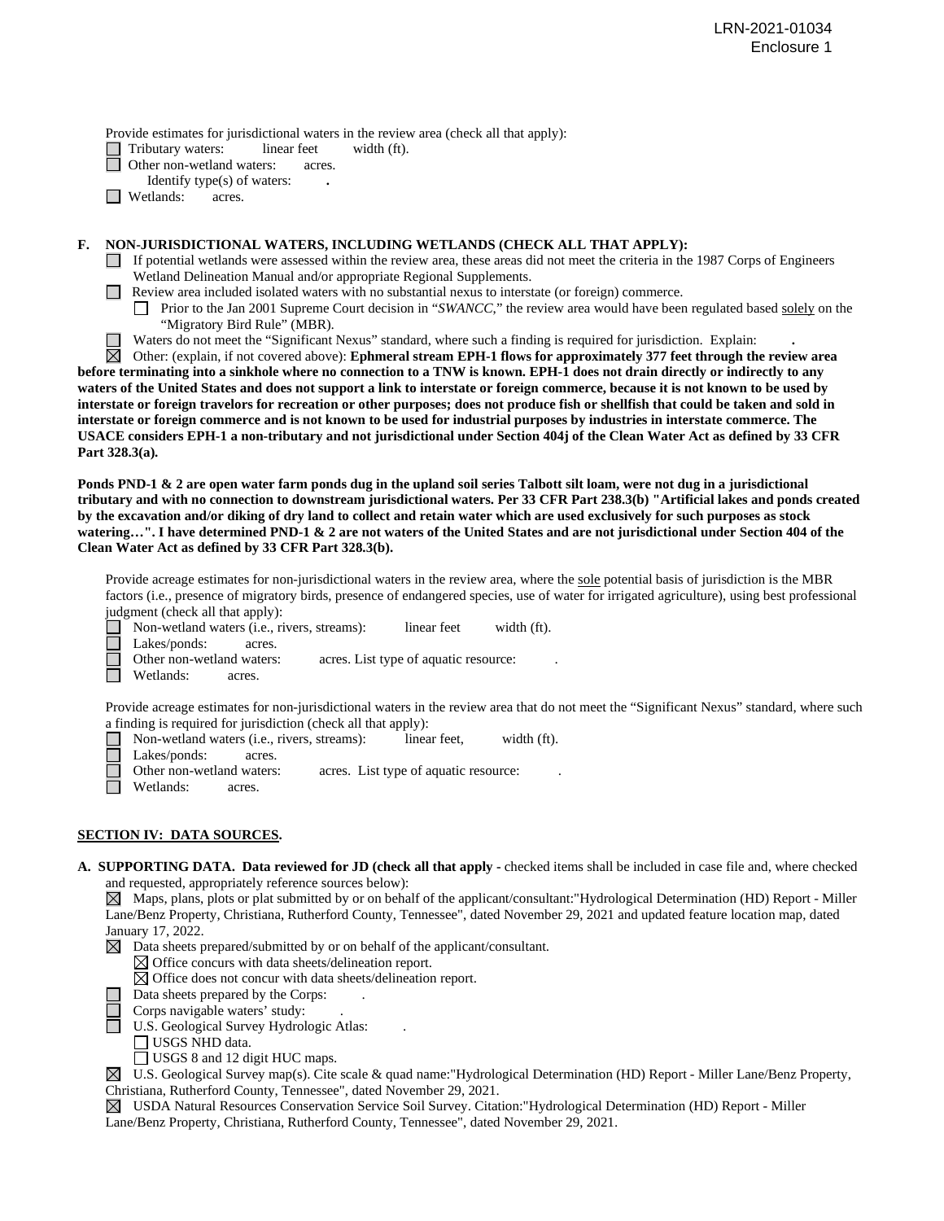Provide estimates for jurisdictional waters in the review area (check all that apply):

- ☐ Tributary waters: linear feet width (ft).
- ☐ Other non-wetland waters: acres.
  - Identify type(s) of waters: **.**
- ☐ Wetlands: acres.

**F. NON-JURISDICTIONAL WATERS, INCLUDING WETLANDS (CHECK ALL THAT APPLY):**

- ☐ If potential wetlands were assessed within the review area, these areas did not meet the criteria in the 1987 Corps of Engineers Wetland Delineation Manual and/or appropriate Regional Supplements.
- ☐ Review area included isolated waters with no substantial nexus to interstate (or foreign) commerce.
  - ☐ Prior to the Jan 2001 Supreme Court decision in "*SWANCC*," the review area would have been regulated based solely on the "Migratory Bird Rule" (MBR).
- ☐ Waters do not meet the "Significant Nexus" standard, where such a finding is required for jurisdiction. Explain: **.**
- ☒ Other: (explain, if not covered above): **Ephmeral stream EPH-1 flows for approximately 377 feet through the review area before terminating into a sinkhole where no connection to a TNW is known. EPH-1 does not drain directly or indirectly to any waters of the United States and does not support a link to interstate or foreign commerce, because it is not known to be used by interstate or foreign travelors for recreation or other purposes; does not produce fish or shellfish that could be taken and sold in interstate or foreign commerce and is not known to be used for industrial purposes by industries in interstate commerce. The USACE considers EPH-1 a non-tributary and not jurisdictional under Section 404j of the Clean Water Act as defined by 33 CFR Part 328.3(a).**

**Ponds PND-1 & 2 are open water farm ponds dug in the upland soil series Talbott silt loam, were not dug in a jurisdictional tributary and with no connection to downstream jurisdictional waters. Per 33 CFR Part 238.3(b) "Artificial lakes and ponds created by the excavation and/or diking of dry land to collect and retain water which are used exclusively for such purposes as stock watering…". I have determined PND-1 & 2 are not waters of the United States and are not jurisdictional under Section 404 of the Clean Water Act as defined by 33 CFR Part 328.3(b).**

Provide acreage estimates for non-jurisdictional waters in the review area, where the sole potential basis of jurisdiction is the MBR factors (i.e., presence of migratory birds, presence of endangered species, use of water for irrigated agriculture), using best professional judgment (check all that apply):

- ☐ Non-wetland waters (i.e., rivers, streams): linear feet width (ft).
- ☐ Lakes/ponds: acres.
- ☐ Other non-wetland waters: acres. List type of aquatic resource: .
- ☐ Wetlands: acres.

Provide acreage estimates for non-jurisdictional waters in the review area that do not meet the "Significant Nexus" standard, where such a finding is required for jurisdiction (check all that apply):

- ☐ Non-wetland waters (i.e., rivers, streams): linear feet, width (ft).
- ☐ Lakes/ponds: acres.
- ☐ Other non-wetland waters: acres. List type of aquatic resource: .
- ☐ Wetlands: acres.

## SECTION IV: DATA SOURCES.

**A. SUPPORTING DATA. Data reviewed for JD (check all that apply -** checked items shall be included in case file and, where checked and requested, appropriately reference sources below):

- ☒ Maps, plans, plots or plat submitted by or on behalf of the applicant/consultant:"Hydrological Determination (HD) Report - Miller Lane/Benz Property, Christiana, Rutherford County, Tennessee", dated November 29, 2021 and updated feature location map, dated January 17, 2022.
- ☒ Data sheets prepared/submitted by or on behalf of the applicant/consultant.
  - ☒ Office concurs with data sheets/delineation report.
  - ☒ Office does not concur with data sheets/delineation report.
- ☐ Data sheets prepared by the Corps: .
- ☐ Corps navigable waters' study: .
- ☐ U.S. Geological Survey Hydrologic Atlas: .
  - ☐ USGS NHD data.
  - ☐ USGS 8 and 12 digit HUC maps.
- ☒ U.S. Geological Survey map(s). Cite scale & quad name:"Hydrological Determination (HD) Report - Miller Lane/Benz Property, Christiana, Rutherford County, Tennessee", dated November 29, 2021.
- ☒ USDA Natural Resources Conservation Service Soil Survey. Citation:"Hydrological Determination (HD) Report - Miller Lane/Benz Property, Christiana, Rutherford County, Tennessee", dated November 29, 2021.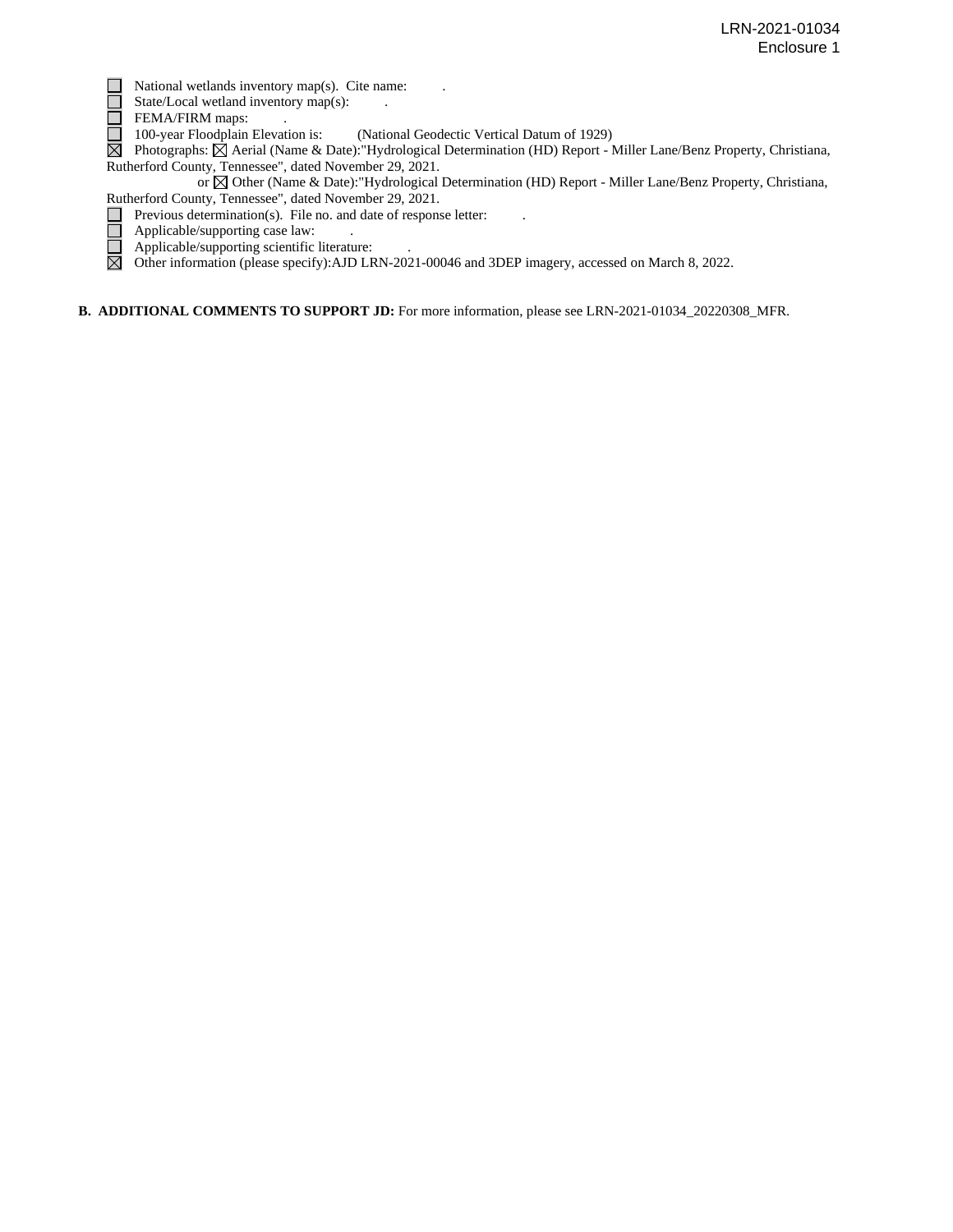- ☐ National wetlands inventory map(s). Cite name: .
- ☐ State/Local wetland inventory map(s): .
- ☐ FEMA/FIRM maps: .
- ☐ 100-year Floodplain Elevation is: (National Geodectic Vertical Datum of 1929)
- ☒ Photographs: ☒ Aerial (Name & Date):"Hydrological Determination (HD) Report - Miller Lane/Benz Property, Christiana, Rutherford County, Tennessee", dated November 29, 2021.
  or ☒ Other (Name & Date):"Hydrological Determination (HD) Report - Miller Lane/Benz Property, Christiana, Rutherford County, Tennessee", dated November 29, 2021.
- ☐ Previous determination(s). File no. and date of response letter: .
- ☐ Applicable/supporting case law: .
- ☐ Applicable/supporting scientific literature: .
- ☒ Other information (please specify):AJD LRN-2021-00046 and 3DEP imagery, accessed on March 8, 2022.

**B. ADDITIONAL COMMENTS TO SUPPORT JD:** For more information, please see LRN-2021-01034_20220308_MFR.